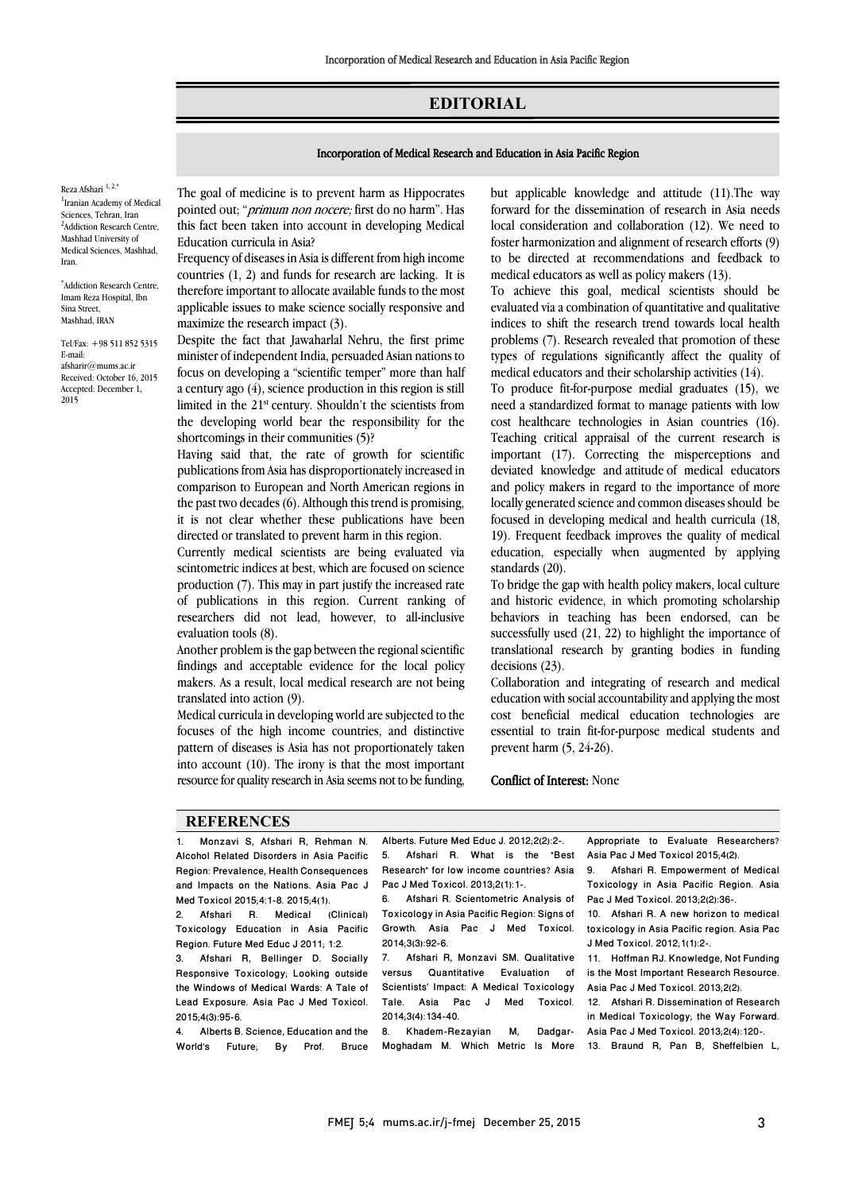# EDITORIAL

## Incorporation of Medical Research and Education in Asia Pacific Region

Reza Afshari [1, 2,*]

[1]Iranian Academy of Medical Sciences, Tehran, Iran
[2]Addiction Research Centre, Mashhad University of Medical Sciences, Mashhad, Iran.

*Addiction Research Centre, Imam Reza Hospital, Ibn Sina Street, Mashhad, IRAN

Tel/Fax: +98 511 852 5315
E-mail: afsharir@mums.ac.ir
Received: October 16, 2015
Accepted: December 1, 2015

The goal of medicine is to prevent harm as Hippocrates pointed out; "*primum non nocere;* first do no harm". Has this fact been taken into account in developing Medical Education curricula in Asia?

Frequency of diseases in Asia is different from high income countries (1, 2) and funds for research are lacking. It is therefore important to allocate available funds to the most applicable issues to make science socially responsive and maximize the research impact (3).

Despite the fact that Jawaharlal Nehru, the first prime minister of independent India, persuaded Asian nations to focus on developing a "scientific temper" more than half a century ago (4), science production in this region is still limited in the 21st century. Shouldn't the scientists from the developing world bear the responsibility for the shortcomings in their communities (5)?

Having said that, the rate of growth for scientific publications from Asia has disproportionately increased in comparison to European and North American regions in the past two decades (6). Although this trend is promising, it is not clear whether these publications have been directed or translated to prevent harm in this region.

Currently medical scientists are being evaluated via scintometric indices at best, which are focused on science production (7). This may in part justify the increased rate of publications in this region. Current ranking of researchers did not lead, however, to all-inclusive evaluation tools (8).

Another problem is the gap between the regional scientific findings and acceptable evidence for the local policy makers. As a result, local medical research are not being translated into action (9).

Medical curricula in developing world are subjected to the focuses of the high income countries, and distinctive pattern of diseases is Asia has not proportionately taken into account (10). The irony is that the most important resource for quality research in Asia seems not to be funding, but applicable knowledge and attitude (11).The way forward for the dissemination of research in Asia needs local consideration and collaboration (12). We need to foster harmonization and alignment of research efforts (9) to be directed at recommendations and feedback to medical educators as well as policy makers (13).

To achieve this goal, medical scientists should be evaluated via a combination of quantitative and qualitative indices to shift the research trend towards local health problems (7). Research revealed that promotion of these types of regulations significantly affect the quality of medical educators and their scholarship activities (14).

To produce fit-for-purpose medial graduates (15), we need a standardized format to manage patients with low cost healthcare technologies in Asian countries (16). Teaching critical appraisal of the current research is important (17). Correcting the misperceptions and deviated knowledge and attitude of medical educators and policy makers in regard to the importance of more locally generated science and common diseases should be focused in developing medical and health curricula (18, 19). Frequent feedback improves the quality of medical education, especially when augmented by applying standards (20).

To bridge the gap with health policy makers, local culture and historic evidence, in which promoting scholarship behaviors in teaching has been endorsed, can be successfully used (21, 22) to highlight the importance of translational research by granting bodies in funding decisions (23).

Collaboration and integrating of research and medical education with social accountability and applying the most cost beneficial medical education technologies are essential to train fit-for-purpose medical students and prevent harm (5, 24-26).

**Conflict of Interest:** None

## REFERENCES

1. Monzavi S, Afshari R, Rehman N. Alcohol Related Disorders in Asia Pacific Region: Prevalence, Health Consequences and Impacts on the Nations. Asia Pac J Med Toxicol 2015;4:1-8. 2015;4(1).
2. Afshari R. Medical (Clinical) Toxicology Education in Asia Pacific Region. Future Med Educ J 2011; 1:2.
3. Afshari R, Bellinger D. Socially Responsive Toxicology; Looking outside the Windows of Medical Wards: A Tale of Lead Exposure. Asia Pac J Med Toxicol. 2015;4(3):95-6.
4. Alberts B. Science, Education and the World's Future; By Prof. Bruce Alberts. Future Med Educ J. 2012;2(2):2-.
5. Afshari R. What is the "Best Research" for low income countries? Asia Pac J Med Toxicol. 2013;2(1):1-.
6. Afshari R. Scientometric Analysis of Toxicology in Asia Pacific Region: Signs of Growth. Asia Pac J Med Toxicol. 2014;3(3):92-6.
7. Afshari R, Monzavi SM. Qualitative versus Quantitative Evaluation of Scientists' Impact: A Medical Toxicology Tale. Asia Pac J Med Toxicol. 2014;3(4):134-40.
8. Khadem-Rezayian M, Dadgar-Moghadam M. Which Metric Is More Appropriate to Evaluate Researchers? Asia Pac J Med Toxicol 2015;4(2).
9. Afshari R. Empowerment of Medical Toxicology in Asia Pacific Region. Asia Pac J Med Toxicol. 2013;2(2):36-.
10. Afshari R. A new horizon to medical toxicology in Asia Pacific region. Asia Pac J Med Toxicol. 2012;1(1):2-.
11. Hoffman RJ. Knowledge, Not Funding is the Most Important Research Resource. Asia Pac J Med Toxicol. 2013;2(2).
12. Afshari R. Dissemination of Research in Medical Toxicology; the Way Forward. Asia Pac J Med Toxicol. 2013;2(4):120-.
13. Braund R, Pan B, Sheffelbien L,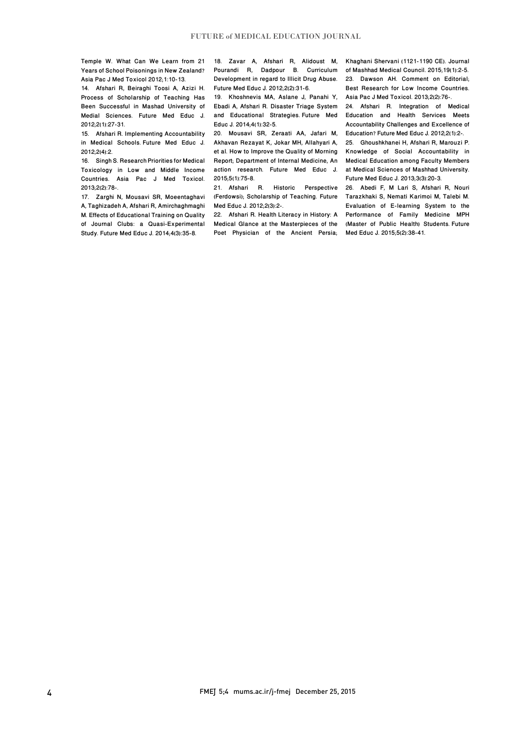Temple W. What Can We Learn from 21 Years of School Poisonings in New Zealand? Asia Pac J Med Toxicol 2012;1:10-13.

14. Afshari R, Beiraghi Toosi A, Azizi H. Process of Scholarship of Teaching Has Been Successful in Mashad University of Medial Sciences. Future Med Educ J. 2012;2(1):27-31.

15. Afshari R. Implementing Accountability in Medical Schools. Future Med Educ J. 2012;2(4):2.

16. Singh S. Research Priorities for Medical Toxicology in Low and Middle Income Countries. Asia Pac J Med Toxicol. 2013;2(2):78-.

17. Zarghi N, Mousavi SR, Moeentaghavi A, Taghizadeh A, Afshari R, Amirchaghmaghi M. Effects of Educational Training on Quality of Journal Clubs: a Quasi-Experimental Study. Future Med Educ J. 2014;4(3):35-8.

18. Zavar A, Afshari R, Alidoust M, Pourandi R, Dadpour B. Curriculum Development in regard to Illicit Drug Abuse. Future Med Educ J. 2012;2(2):31-6.

19. Khoshnevis MA, Aslane J, Panahi Y, Ebadi A, Afshari R. Disaster Triage System and Educational Strategies. Future Med Educ J. 2014;4(1):32-5.

20. Mousavi SR, Zeraati AA, Jafari M, Akhavan Rezayat K, Jokar MH, Allahyari A, et al. How to Improve the Quality of Morning Report; Department of Internal Medicine, An action research. Future Med Educ J. 2015;5(1):75-8.

21. Afshari R. Historic Perspective (Ferdowsi); Scholarship of Teaching. Future Med Educ J. 2012;2(3):2-.

22. Afshari R. Health Literacy in History: A Medical Glance at the Masterpieces of the Poet Physician of the Ancient Persia; Khaghani Shervani (1121-1190 CE). Journal of Mashhad Medical Council. 2015;19(1):2-5.

23. Dawson AH. Comment on Editorial; Best Research for Low Income Countries. Asia Pac J Med Toxicol. 2013;2(2):76-.

24. Afshari R. Integration of Medical Education and Health Services Meets Accountability Challenges and Excellence of Education? Future Med Educ J. 2012;2(1):2-.

25. Ghoushkhanei H, Afshari R, Marouzi P. Knowledge of Social Accountability in Medical Education among Faculty Members at Medical Sciences of Mashhad University. Future Med Educ J. 2013;3(3):20-3.

26. Abedi F, M Lari S, Afshari R, Nouri Tarazkhaki S, Nemati Karimoi M, Talebi M. Evaluation of E-learning System to the Performance of Family Medicine MPH (Master of Public Health) Students. Future Med Educ J. 2015;5(2):38-41.